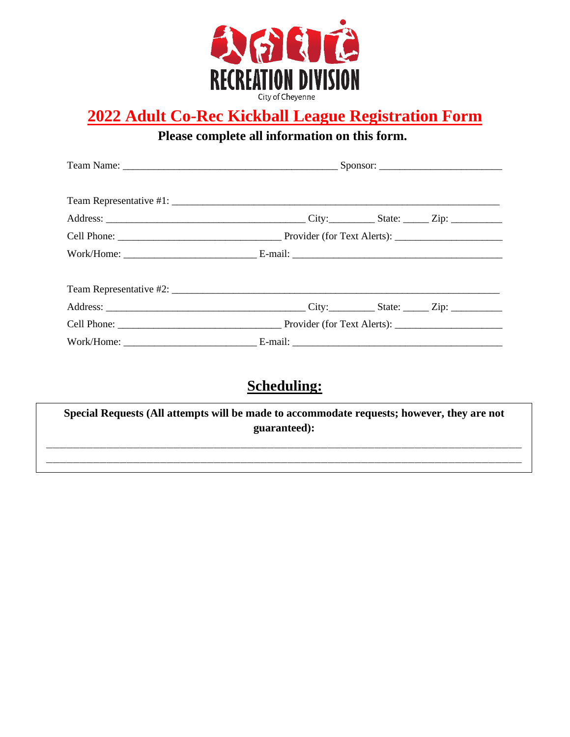RECREATION DIVISION

City of Cheyenne

# 2022 Adult Co-Rec Kickball League Registration Form

**Please complete all information on this form.**

Team Name: ________________________________________ Sponsor: _______________________

Team Representative #1: _____________________________________________________________

Address: _____________________________________ City:________ State: _____ Zip: __________

Cell Phone: ______________________________ Provider (for Text Alerts): ____________________

Work/Home: _________________________ E-mail: _______________________________________

Team Representative #2: _____________________________________________________________

Address: _____________________________________ City:________ State: _____ Zip: __________

Cell Phone: ______________________________ Provider (for Text Alerts): ____________________

Work/Home: _________________________ E-mail: _______________________________________

## Scheduling:

**Special Requests (All attempts will be made to accommodate requests; however, they are not guaranteed):**

_____________________________________________________________________________________

_____________________________________________________________________________________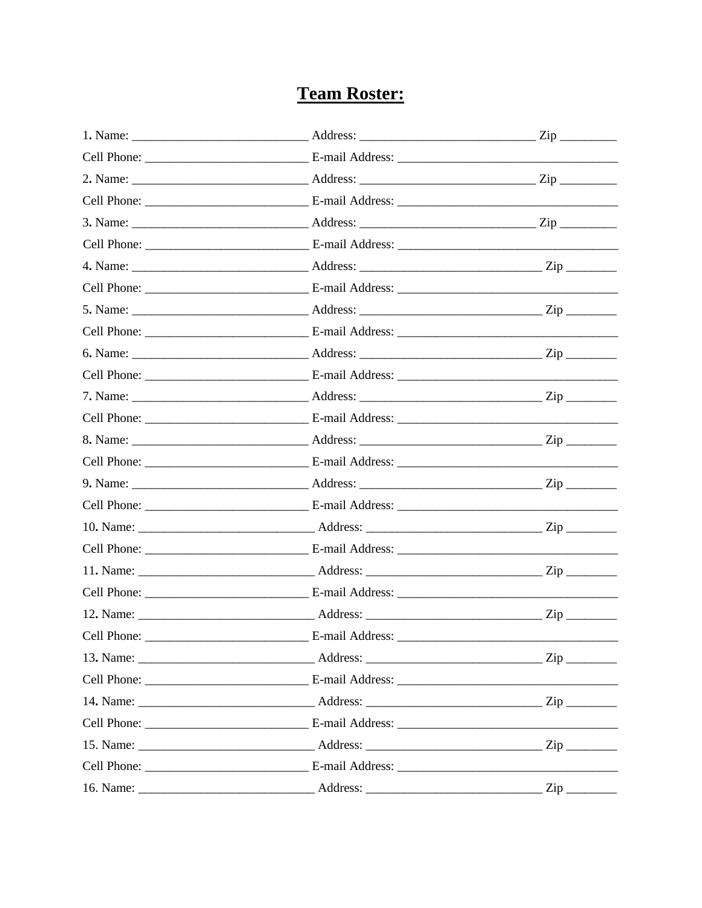# Team Roster:

1. Name: ____________________________ Address: ____________________________ Zip _________

Cell Phone: __________________________ E-mail Address: ___________________________________

2. Name: ____________________________ Address: ____________________________ Zip _________

Cell Phone: __________________________ E-mail Address: ___________________________________

3. Name: ____________________________ Address: ____________________________ Zip _________

Cell Phone: __________________________ E-mail Address: ___________________________________

4. Name: ____________________________ Address: _____________________________ Zip ________

Cell Phone: __________________________ E-mail Address: ___________________________________

5. Name: ____________________________ Address: _____________________________ Zip ________

Cell Phone: __________________________ E-mail Address: ___________________________________

6. Name: ____________________________ Address: _____________________________ Zip ________

Cell Phone: __________________________ E-mail Address: ___________________________________

7. Name: ____________________________ Address: _____________________________ Zip ________

Cell Phone: __________________________ E-mail Address: ___________________________________

8. Name: ____________________________ Address: _____________________________ Zip ________

Cell Phone: __________________________ E-mail Address: ___________________________________

9. Name: ____________________________ Address: _____________________________ Zip ________

Cell Phone: __________________________ E-mail Address: ___________________________________

10. Name: ____________________________ Address: ____________________________ Zip ________

Cell Phone: __________________________ E-mail Address: ___________________________________

11. Name: ____________________________ Address: ____________________________ Zip ________

Cell Phone: __________________________ E-mail Address: ___________________________________

12. Name: ____________________________ Address: ____________________________ Zip ________

Cell Phone: __________________________ E-mail Address: ___________________________________

13. Name: ____________________________ Address: ____________________________ Zip ________

Cell Phone: __________________________ E-mail Address: ___________________________________

14. Name: ____________________________ Address: ____________________________ Zip ________

Cell Phone: __________________________ E-mail Address: ___________________________________

15. Name: ____________________________ Address: ____________________________ Zip ________

Cell Phone: __________________________ E-mail Address: ___________________________________

16. Name: ____________________________ Address: ____________________________ Zip ________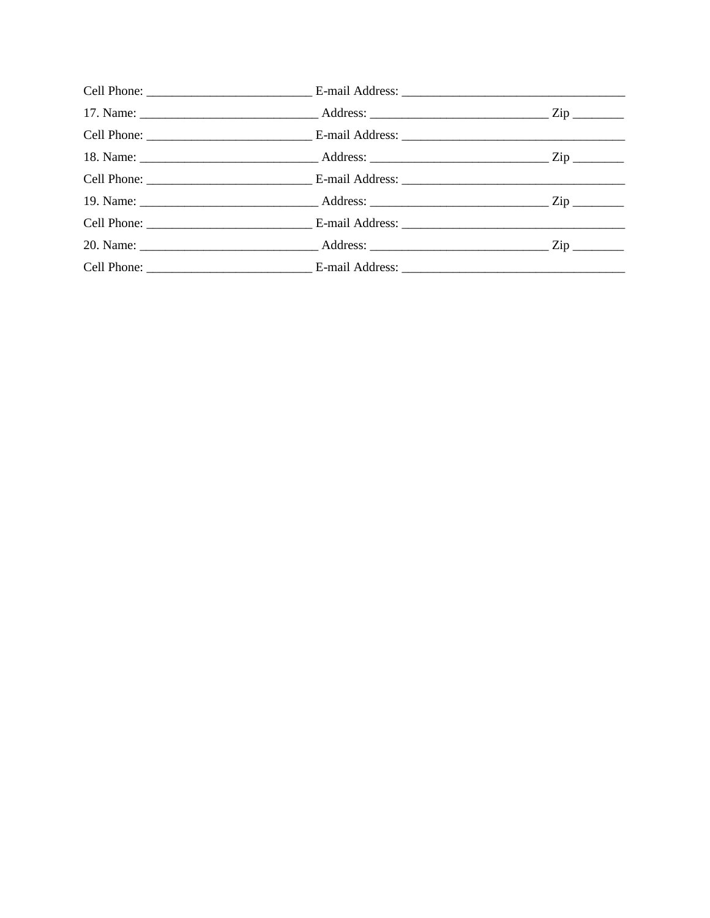Cell Phone: __________________________ E-mail Address: ___________________________________

17. Name: ____________________________ Address: ____________________________ Zip ________

Cell Phone: __________________________ E-mail Address: ___________________________________

18. Name: ____________________________ Address: ____________________________ Zip ________

Cell Phone: __________________________ E-mail Address: ___________________________________

19. Name: ____________________________ Address: ____________________________ Zip ________

Cell Phone: __________________________ E-mail Address: ___________________________________

20. Name: ____________________________ Address: ____________________________ Zip ________

Cell Phone: __________________________ E-mail Address: ___________________________________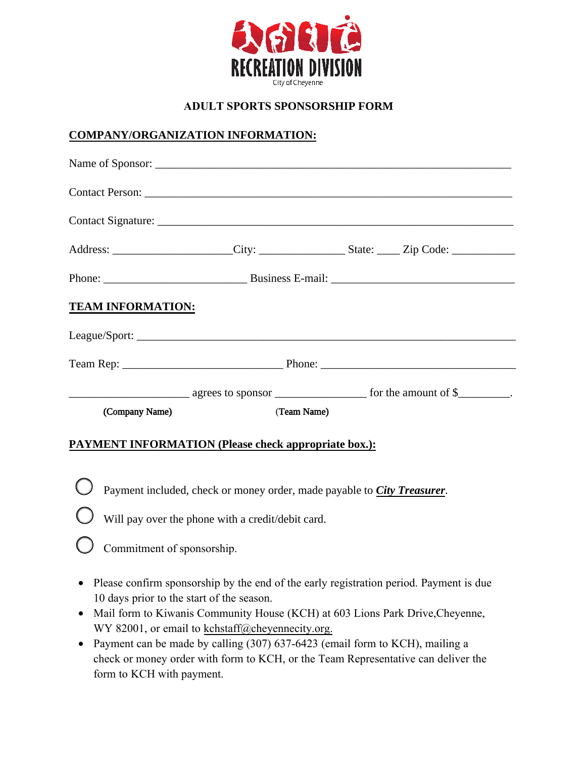RECREATION DIVISION

City of Cheyenne

## ADULT SPORTS SPONSORSHIP FORM

**COMPANY/ORGANIZATION INFORMATION:**

Name of Sponsor: ______________________________________________________________

Contact Person: ______________________________________________________________

Contact Signature: ____________________________________________________________

Address: ____________________City: ______________ State: ____ Zip Code: ___________

Phone: ________________________ Business E-mail: ______________________________

**TEAM INFORMATION:**

League/Sport: ________________________________________________________________

Team Rep: ___________________________ Phone: _________________________________

_____________________ agrees to sponsor _______________ for the amount of $_________.

(Company Name) (Team Name)

**PAYMENT INFORMATION (Please check appropriate box.):**

- ◯ Payment included, check or money order, made payable to ***City Treasurer***.
- ◯ Will pay over the phone with a credit/debit card.
- ◯ Commitment of sponsorship.

- Please confirm sponsorship by the end of the early registration period. Payment is due 10 days prior to the start of the season.
- Mail form to Kiwanis Community House (KCH) at 603 Lions Park Drive,Cheyenne, WY 82001, or email to kchstaff@cheyennecity.org.
- Payment can be made by calling (307) 637-6423 (email form to KCH), mailing a check or money order with form to KCH, or the Team Representative can deliver the form to KCH with payment.